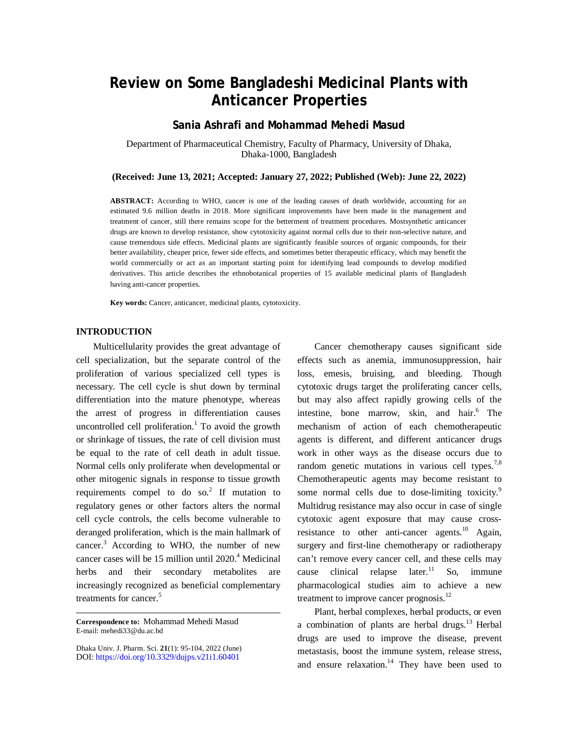# Review on Some Bangladeshi Medicinal Plants with Anticancer Properties

**Sania Ashrafi and Mohammad Mehedi Masud**

Department of Pharmaceutical Chemistry, Faculty of Pharmacy, University of Dhaka, Dhaka-1000, Bangladesh

**(Received: June 13, 2021; Accepted: January 27, 2022; Published (Web): June 22, 2022)**

**ABSTRACT:** According to WHO, cancer is one of the leading causes of death worldwide, accounting for an estimated 9.6 million deaths in 2018. More significant improvements have been made in the management and treatment of cancer, still there remains scope for the betterment of treatment procedures. Mostsynthetic anticancer drugs are known to develop resistance, show cytotoxicity against normal cells due to their non-selective nature, and cause tremendous side effects. Medicinal plants are significantly feasible sources of organic compounds, for their better availability, cheaper price, fewer side effects, and sometimes better therapeutic efficacy, which may benefit the world commercially or act as an important starting point for identifying lead compounds to develop modified derivatives. This article describes the ethnobotanical properties of 15 available medicinal plants of Bangladesh having anti-cancer properties.

**Key words:** Cancer, anticancer, medicinal plants, cytotoxicity.

## INTRODUCTION

Multicellularity provides the great advantage of cell specialization, but the separate control of the proliferation of various specialized cell types is necessary. The cell cycle is shut down by terminal differentiation into the mature phenotype, whereas the arrest of progress in differentiation causes uncontrolled cell proliferation.[1] To avoid the growth or shrinkage of tissues, the rate of cell division must be equal to the rate of cell death in adult tissue. Normal cells only proliferate when developmental or other mitogenic signals in response to tissue growth requirements compel to do so.[2] If mutation to regulatory genes or other factors alters the normal cell cycle controls, the cells become vulnerable to deranged proliferation, which is the main hallmark of cancer.[3] According to WHO, the number of new cancer cases will be 15 million until 2020.[4] Medicinal herbs and their secondary metabolites are increasingly recognized as beneficial complementary treatments for cancer.[5]

Cancer chemotherapy causes significant side effects such as anemia, immunosuppression, hair loss, emesis, bruising, and bleeding. Though cytotoxic drugs target the proliferating cancer cells, but may also affect rapidly growing cells of the intestine, bone marrow, skin, and hair.[6] The mechanism of action of each chemotherapeutic agents is different, and different anticancer drugs work in other ways as the disease occurs due to random genetic mutations in various cell types.[7,8] Chemotherapeutic agents may become resistant to some normal cells due to dose-limiting toxicity.[9] Multidrug resistance may also occur in case of single cytotoxic agent exposure that may cause cross-resistance to other anti-cancer agents.[10] Again, surgery and first-line chemotherapy or radiotherapy can't remove every cancer cell, and these cells may cause clinical relapse later.[11] So, immune pharmacological studies aim to achieve a new treatment to improve cancer prognosis.[12]

Plant, herbal complexes, herbal products, or even a combination of plants are herbal drugs.[13] Herbal drugs are used to improve the disease, prevent metastasis, boost the immune system, release stress, and ensure relaxation.[14] They have been used to

**Correspondence to:** Mohammad Mehedi Masud
E-mail: mehedi33@du.ac.bd

Dhaka Univ. J. Pharm. Sci. **21**(1): 95-104, 2022 (June)
DOI: https://doi.org/10.3329/dujps.v21i1.60401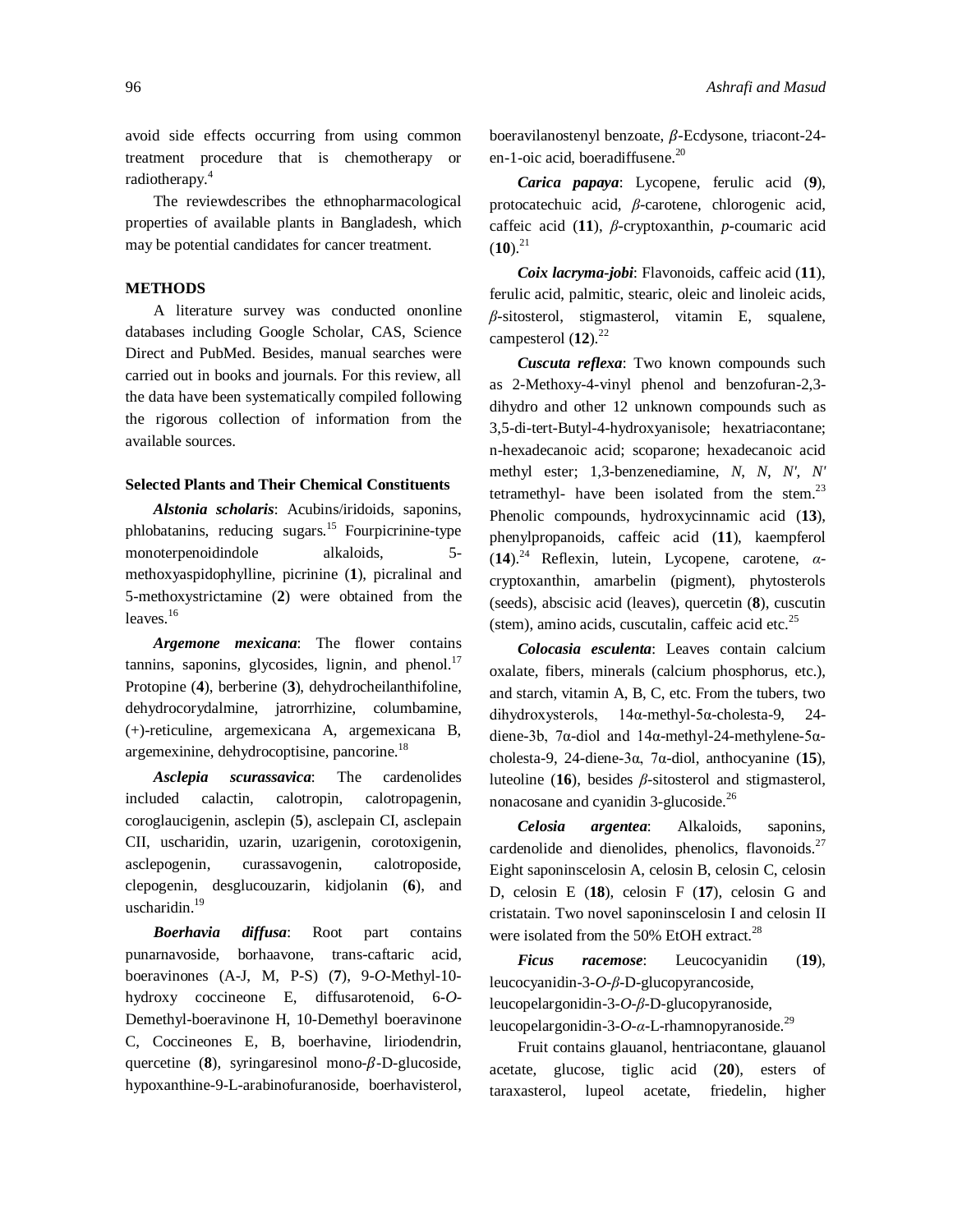avoid side effects occurring from using common treatment procedure that is chemotherapy or radiotherapy.[4]

The reviewdescribes the ethnopharmacological properties of available plants in Bangladesh, which may be potential candidates for cancer treatment.

## METHODS

A literature survey was conducted ononline databases including Google Scholar, CAS, Science Direct and PubMed. Besides, manual searches were carried out in books and journals. For this review, all the data have been systematically compiled following the rigorous collection of information from the available sources.

### Selected Plants and Their Chemical Constituents

***Alstonia scholaris***: Acubins/iridoids, saponins, phlobatanins, reducing sugars.[15] Fourpicrinine-type monoterpenoidindole alkaloids, 5-methoxyaspidophylline, picrinine (**1**), picralinal and 5-methoxystrictamine (**2**) were obtained from the leaves.[16]

***Argemone mexicana***: The flower contains tannins, saponins, glycosides, lignin, and phenol.[17] Protopine (**4**), berberine (**3**), dehydrocheilanthifoline, dehydrocorydalmine, jatrorrhizine, columbamine, (+)-reticuline, argemexicana A, argemexicana B, argemexinine, dehydrocoptisine, pancorine.[18]

***Asclepia scurassavica***: The cardenolides included calactin, calotropin, calotropagenin, coroglaucigenin, asclepin (**5**), asclepain CI, asclepain CII, uscharidin, uzarin, uzarigenin, corotoxigenin, asclepogenin, curassavogenin, calotroposide, clepogenin, desglucouzarin, kidjolanin (**6**), and uscharidin.[19]

***Boerhavia diffusa***: Root part contains punarnavoside, borhaavone, trans-caftaric acid, boeravinones (A-J, M, P-S) (**7**), 9-*O*-Methyl-10-hydroxy coccineone E, diffusarotenoid, 6-*O*-Demethyl-boeravinone H, 10-Demethyl boeravinone C, Coccineones E, B, boerhavine, liriodendrin, quercetine (**8**), syringaresinol mono-$\beta$-D-glucoside, hypoxanthine-9-L-arabinofuranoside, boerhavisterol, boeravilanostenyl benzoate, $\beta$-Ecdysone, triacont-24-en-1-oic acid, boeradiffusene.[20]

***Carica papaya***: Lycopene, ferulic acid (**9**), protocatechuic acid, $\beta$-carotene, chlorogenic acid, caffeic acid (**11**), $\beta$-cryptoxanthin, *p*-coumaric acid (**10**).[21]

***Coix lacryma-jobi***: Flavonoids, caffeic acid (**11**), ferulic acid, palmitic, stearic, oleic and linoleic acids, $\beta$-sitosterol, stigmasterol, vitamin E, squalene, campesterol (**12**).[22]

***Cuscuta reflexa***: Two known compounds such as 2-Methoxy-4-vinyl phenol and benzofuran-2,3-dihydro and other 12 unknown compounds such as 3,5-di-tert-Butyl-4-hydroxyanisole; hexatriacontane; n-hexadecanoic acid; scoparone; hexadecanoic acid methyl ester; 1,3-benzenediamine, *N*, *N*, *N'*, *N'* tetramethyl- have been isolated from the stem.[23] Phenolic compounds, hydroxycinnamic acid (**13**), phenylpropanoids, caffeic acid (**11**), kaempferol (**14**).[24] Reflexin, lutein, Lycopene, carotene, $\alpha$-cryptoxanthin, amarbelin (pigment), phytosterols (seeds), abscisic acid (leaves), quercetin (**8**), cuscutin (stem), amino acids, cuscutalin, caffeic acid etc.[25]

***Colocasia esculenta***: Leaves contain calcium oxalate, fibers, minerals (calcium phosphorus, etc.), and starch, vitamin A, B, C, etc. From the tubers, two dihydroxysterols, 14α-methyl-5α-cholesta-9, 24-diene-3b, 7α-diol and 14α-methyl-24-methylene-5α-cholesta-9, 24-diene-3α, 7α-diol, anthocyanine (**15**), luteoline (**16**), besides $\beta$-sitosterol and stigmasterol, nonacosane and cyanidin 3-glucoside.[26]

***Celosia argentea***: Alkaloids, saponins, cardenolide and dienolides, phenolics, flavonoids.[27] Eight saponinscelosin A, celosin B, celosin C, celosin D, celosin E (**18**), celosin F (**17**), celosin G and cristatain. Two novel saponinscelosin I and celosin II were isolated from the 50% EtOH extract.[28]

***Ficus racemose***: Leucocyanidin (**19**), leucocyanidin-3-*O*-$\beta$-D-glucopyrancoside, leucopelargonidin-3-*O*-$\beta$-D-glucopyranoside, leucopelargonidin-3-*O*-$\alpha$-L-rhamnopyranoside.[29]

Fruit contains glauanol, hentriacontane, glauanol acetate, glucose, tiglic acid (**20**), esters of taraxasterol, lupeol acetate, friedelin, higher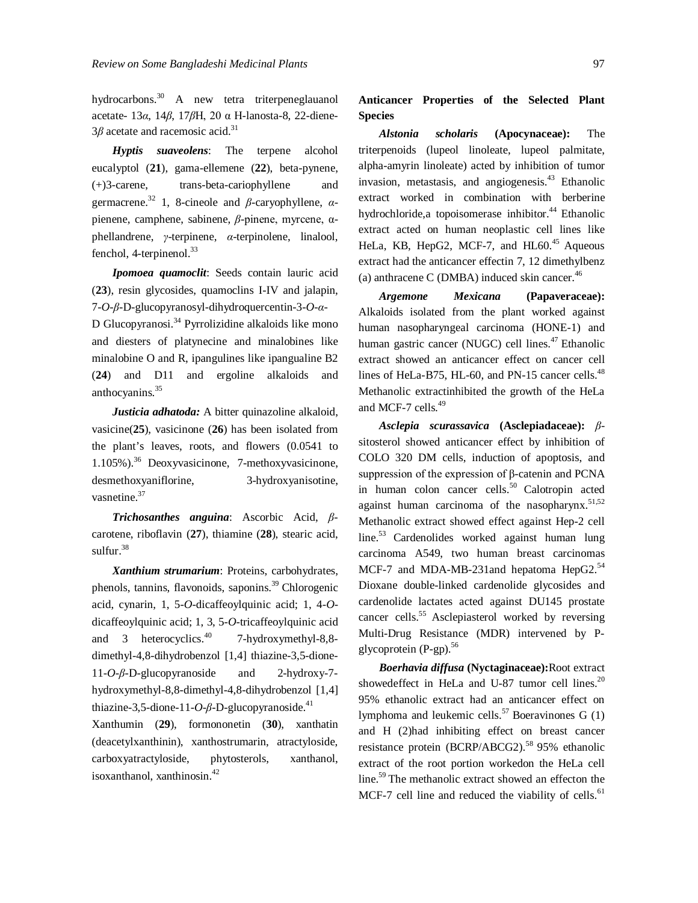hydrocarbons.[30] A new tetra triterpeneglauanol acetate- 13*α*, 14*β*, 17*β*H, 20 α H-lanosta-8, 22-diene-3*β* acetate and racemosic acid.[31]

***Hyptis suaveolens***: The terpene alcohol eucalyptol (**21**), gama-ellemene (**22**), beta-pynene, (+)3-carene, trans-beta-cariophyllene and germacrene.[32] 1, 8-cineole and *β*-caryophyllene, *α*-pienene, camphene, sabinene, *β*-pinene, myrcene, α-phellandrene, *γ*-terpinene, *α*-terpinolene, linalool, fenchol, 4-terpinenol.[33]

***Ipomoea quamoclit***: Seeds contain lauric acid (**23**), resin glycosides, quamoclins I-IV and jalapin, 7-*O*-*β*-D-glucopyranosyl-dihydroquercentin-3-*O*-*α*-D Glucopyranosi.[34] Pyrrolizidine alkaloids like mono and diesters of platynecine and minalobines like minalobine O and R, ipangulines like ipangualine B2 (**24**) and D11 and ergoline alkaloids and anthocyanins.[35]

***Justicia adhatoda:*** A bitter quinazoline alkaloid, vasicine(**25**), vasicinone (**26**) has been isolated from the plant's leaves, roots, and flowers (0.0541 to 1.105%).[36] Deoxyvasicinone, 7-methoxyvasicinone, desmethoxyaniflorine, 3-hydroxyanisotine, vasnetine.[37]

***Trichosanthes anguina***: Ascorbic Acid, *β*-carotene, riboflavin (**27**), thiamine (**28**), stearic acid, sulfur.[38]

***Xanthium strumarium***: Proteins, carbohydrates, phenols, tannins, flavonoids, saponins.[39] Chlorogenic acid, cynarin, 1, 5-*O*-dicaffeoylquinic acid; 1, 4-*O*-dicaffeoylquinic acid; 1, 3, 5-*O*-tricaffeoylquinic acid and 3 heterocyclics.[40] 7-hydroxymethyl-8,8-dimethyl-4,8-dihydrobenzol [1,4] thiazine-3,5-dione-11-*O*-*β*-D-glucopyranoside and 2-hydroxy-7-hydroxymethyl-8,8-dimethyl-4,8-dihydrobenzol [1,4] thiazine-3,5-dione-11-*O*-*β*-D-glucopyranoside.[41] Xanthumin (**29**), formononetin (**30**), xanthatin (deacetylxanthinin), xanthostrumarin, atractyloside, carboxyatractyloside, phytosterols, xanthanol, isoxanthanol, xanthinosin.[42]

## Anticancer Properties of the Selected Plant Species

***Alstonia scholaris* (Apocynaceae):** The triterpenoids (lupeol linoleate, lupeol palmitate, alpha-amyrin linoleate) acted by inhibition of tumor invasion, metastasis, and angiogenesis.[43] Ethanolic extract worked in combination with berberine hydrochloride,a topoisomerase inhibitor.[44] Ethanolic extract acted on human neoplastic cell lines like HeLa, KB, HepG2, MCF-7, and HL60.[45] Aqueous extract had the anticancer effectin 7, 12 dimethylbenz (a) anthracene C (DMBA) induced skin cancer.[46]

***Argemone Mexicana* (Papaveraceae):** Alkaloids isolated from the plant worked against human nasopharyngeal carcinoma (HONE-1) and human gastric cancer (NUGC) cell lines.[47] Ethanolic extract showed an anticancer effect on cancer cell lines of HeLa-B75, HL-60, and PN-15 cancer cells.[48] Methanolic extractinhibited the growth of the HeLa and MCF-7 cells.[49]

***Asclepia scurassavica* (Asclepiadaceae):** *β*-sitosterol showed anticancer effect by inhibition of COLO 320 DM cells, induction of apoptosis, and suppression of the expression of β-catenin and PCNA in human colon cancer cells.[50] Calotropin acted against human carcinoma of the nasopharynx.[51,52] Methanolic extract showed effect against Hep-2 cell line.[53] Cardenolides worked against human lung carcinoma A549, two human breast carcinomas MCF-7 and MDA-MB-231and hepatoma HepG2.[54] Dioxane double-linked cardenolide glycosides and cardenolide lactates acted against DU145 prostate cancer cells.[55] Asclepiasterol worked by reversing Multi-Drug Resistance (MDR) intervened by P-glycoprotein (P-gp).[56]

***Boerhavia diffusa* (Nyctaginaceae):**Root extract showedeffect in HeLa and U-87 tumor cell lines.[20] 95% ethanolic extract had an anticancer effect on lymphoma and leukemic cells.[57] Boeravinones G (1) and H (2)had inhibiting effect on breast cancer resistance protein (BCRP/ABCG2).[58] 95% ethanolic extract of the root portion workedon the HeLa cell line.[59] The methanolic extract showed an effecton the MCF-7 cell line and reduced the viability of cells.[61]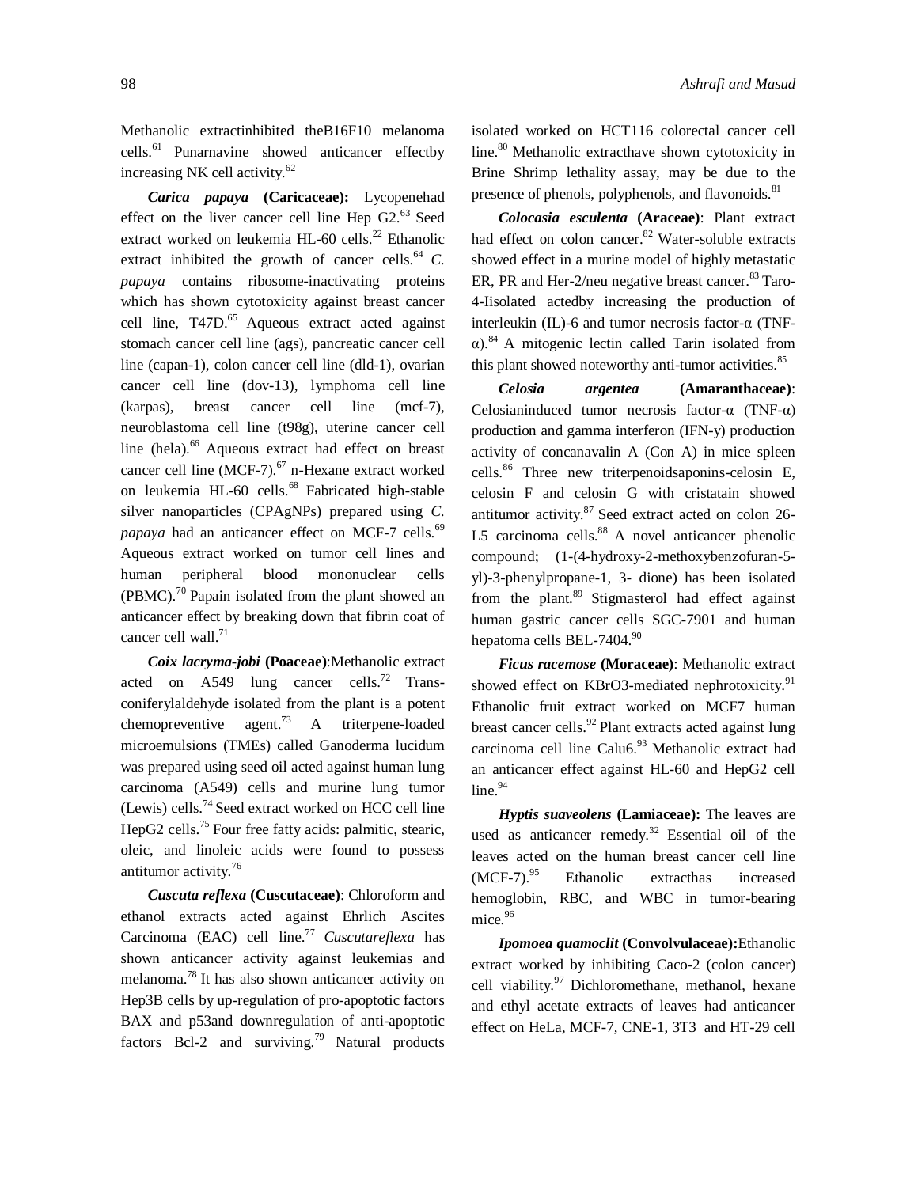Methanolic extractinhibited theB16F10 melanoma cells.[61] Punarnavine showed anticancer effectby increasing NK cell activity.[62]

***Carica papaya* (Caricaceae):** Lycopenehad effect on the liver cancer cell line Hep G2.[63] Seed extract worked on leukemia HL-60 cells.[22] Ethanolic extract inhibited the growth of cancer cells.[64] *C. papaya* contains ribosome-inactivating proteins which has shown cytotoxicity against breast cancer cell line, T47D.[65] Aqueous extract acted against stomach cancer cell line (ags), pancreatic cancer cell line (capan-1), colon cancer cell line (dld-1), ovarian cancer cell line (dov-13), lymphoma cell line (karpas), breast cancer cell line (mcf-7), neuroblastoma cell line (t98g), uterine cancer cell line (hela).[66] Aqueous extract had effect on breast cancer cell line (MCF-7).[67] n-Hexane extract worked on leukemia HL-60 cells.[68] Fabricated high-stable silver nanoparticles (CPAgNPs) prepared using *C. papaya* had an anticancer effect on MCF-7 cells.[69] Aqueous extract worked on tumor cell lines and human peripheral blood mononuclear cells (PBMC).[70] Papain isolated from the plant showed an anticancer effect by breaking down that fibrin coat of cancer cell wall.[71]

***Coix lacryma-jobi* (Poaceae)**:Methanolic extract acted on A549 lung cancer cells.[72] Trans-coniferylaldehyde isolated from the plant is a potent chemopreventive agent.[73] A triterpene-loaded microemulsions (TMEs) called Ganoderma lucidum was prepared using seed oil acted against human lung carcinoma (A549) cells and murine lung tumor (Lewis) cells.[74] Seed extract worked on HCC cell line HepG2 cells.[75] Four free fatty acids: palmitic, stearic, oleic, and linoleic acids were found to possess antitumor activity.[76]

***Cuscuta reflexa* (Cuscutaceae)**: Chloroform and ethanol extracts acted against Ehrlich Ascites Carcinoma (EAC) cell line.[77] *Cuscutareflexa* has shown anticancer activity against leukemias and melanoma.[78] It has also shown anticancer activity on Hep3B cells by up-regulation of pro-apoptotic factors BAX and p53and downregulation of anti-apoptotic factors Bcl-2 and surviving.[79] Natural products isolated worked on HCT116 colorectal cancer cell line.[80] Methanolic extracthave shown cytotoxicity in Brine Shrimp lethality assay, may be due to the presence of phenols, polyphenols, and flavonoids.[81]

***Colocasia esculenta* (Araceae)**: Plant extract had effect on colon cancer.[82] Water-soluble extracts showed effect in a murine model of highly metastatic ER, PR and Her-2/neu negative breast cancer.[83] Taro-4-Iisolated actedby increasing the production of interleukin (IL)-6 and tumor necrosis factor-α (TNF-α).[84] A mitogenic lectin called Tarin isolated from this plant showed noteworthy anti-tumor activities.[85]

***Celosia argentea* (Amaranthaceae)**: Celosianinduced tumor necrosis factor-α (TNF-α) production and gamma interferon (IFN-y) production activity of concanavalin A (Con A) in mice spleen cells.[86] Three new triterpenoidsaponins-celosin E, celosin F and celosin G with cristatain showed antitumor activity.[87] Seed extract acted on colon 26-L5 carcinoma cells.[88] A novel anticancer phenolic compound; (1-(4-hydroxy-2-methoxybenzofuran-5-yl)-3-phenylpropane-1, 3- dione) has been isolated from the plant.[89] Stigmasterol had effect against human gastric cancer cells SGC-7901 and human hepatoma cells BEL-7404.[90]

***Ficus racemose* (Moraceae)**: Methanolic extract showed effect on KBrO3-mediated nephrotoxicity.[91] Ethanolic fruit extract worked on MCF7 human breast cancer cells.[92] Plant extracts acted against lung carcinoma cell line Calu6.[93] Methanolic extract had an anticancer effect against HL-60 and HepG2 cell line.[94]

***Hyptis suaveolens* (Lamiaceae):** The leaves are used as anticancer remedy.[32] Essential oil of the leaves acted on the human breast cancer cell line (MCF-7).[95] Ethanolic extracthas increased hemoglobin, RBC, and WBC in tumor-bearing mice.[96]

***Ipomoea quamoclit* (Convolvulaceae):**Ethanolic extract worked by inhibiting Caco-2 (colon cancer) cell viability.[97] Dichloromethane, methanol, hexane and ethyl acetate extracts of leaves had anticancer effect on HeLa, MCF-7, CNE-1, 3T3 and HT-29 cell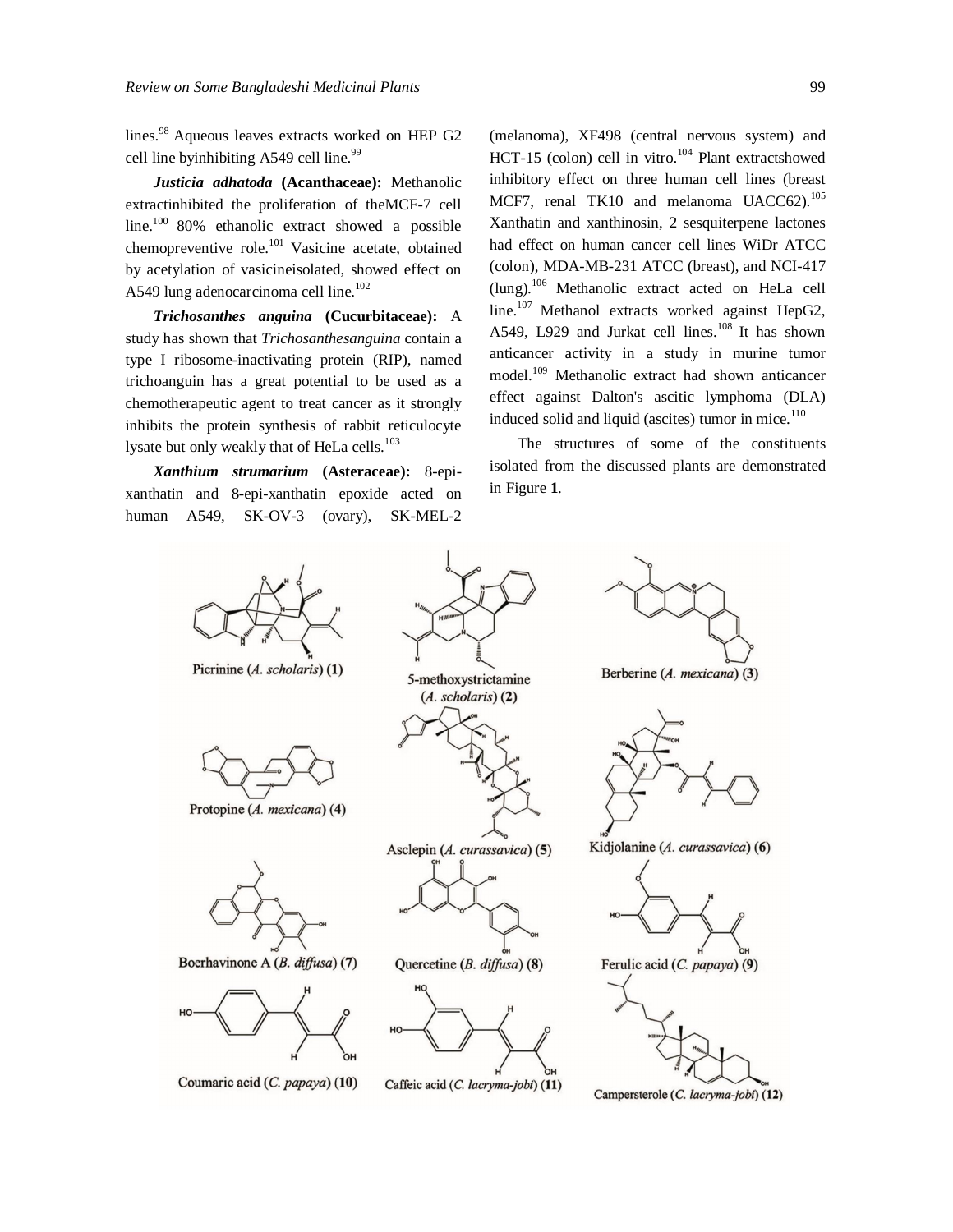lines.[98] Aqueous leaves extracts worked on HEP G2 cell line byinhibiting A549 cell line.[99]

***Justicia adhatoda* (Acanthaceae):** Methanolic extractinhibited the proliferation of theMCF-7 cell line.[100] 80% ethanolic extract showed a possible chemopreventive role.[101] Vasicine acetate, obtained by acetylation of vasicineisolated, showed effect on A549 lung adenocarcinoma cell line.[102]

***Trichosanthes anguina* (Cucurbitaceae):** A study has shown that *Trichosanthesanguina* contain a type I ribosome-inactivating protein (RIP), named trichoanguin has a great potential to be used as a chemotherapeutic agent to treat cancer as it strongly inhibits the protein synthesis of rabbit reticulocyte lysate but only weakly that of HeLa cells.[103]

***Xanthium strumarium* (Asteraceae):** 8-epi-xanthatin and 8-epi-xanthatin epoxide acted on human A549, SK-OV-3 (ovary), SK-MEL-2 (melanoma), XF498 (central nervous system) and HCT-15 (colon) cell in vitro.[104] Plant extractshowed inhibitory effect on three human cell lines (breast MCF7, renal TK10 and melanoma UACC62).[105] Xanthatin and xanthinosin, 2 sesquiterpene lactones had effect on human cancer cell lines WiDr ATCC (colon), MDA-MB-231 ATCC (breast), and NCI-417 (lung).[106] Methanolic extract acted on HeLa cell line.[107] Methanol extracts worked against HepG2, A549, L929 and Jurkat cell lines.[108] It has shown anticancer activity in a study in murine tumor model.[109] Methanolic extract had shown anticancer effect against Dalton's ascitic lymphoma (DLA) induced solid and liquid (ascites) tumor in mice.[110]

The structures of some of the constituents isolated from the discussed plants are demonstrated in Figure **1**.

Picrinine (*A. scholaris*) (**1**)

5-methoxystrictamine (*A. scholaris*) (**2**)

Berberine (*A. mexicana*) (**3**)

Protopine (*A. mexicana*) (**4**)

Asclepin (*A. curassavica*) (**5**)

Kidjolanine (*A. curassavica*) (**6**)

Boerhavinone A (*B. diffusa*) (**7**)

Quercetine (*B. diffusa*) (**8**)

Ferulic acid (*C. papaya*) (**9**)

Coumaric acid (*C. papaya*) (**10**)

Caffeic acid (*C. lacryma-jobi*) (**11**)

Campersterole (*C. lacryma-jobi*) (**12**)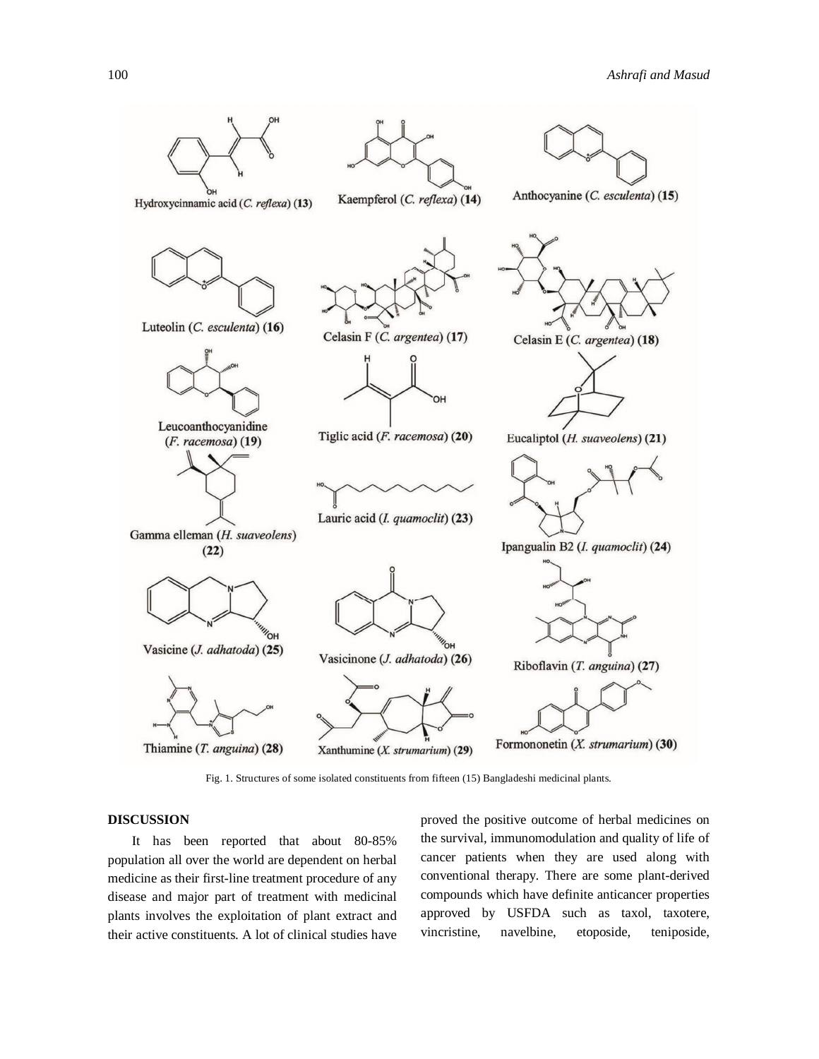Hydroxycinnamic acid (*C. reflexa*) (**13**)

Kaempferol (*C. reflexa*) (**14**)

Anthocyanine (*C. esculenta*) (**15**)

Luteolin (*C. esculenta*) (**16**)

Celasin F (*C. argentea*) (**17**)

Celasin E (*C. argentea*) (**18**)

Leucoanthocyanidine (*F. racemosa*) (**19**)

Tiglic acid (*F. racemosa*) (**20**)

Eucaliptol (*H. suaveolens*) (**21**)

Gamma elleman (*H. suaveolens*) (**22**)

Lauric acid (*I. quamoclit*) (**23**)

Ipangualin B2 (*I. quamoclit*) (**24**)

Vasicine (*J. adhatoda*) (**25**)

Vasicinone (*J. adhatoda*) (**26**)

Riboflavin (*T. anguina*) (**27**)

Thiamine (*T. anguina*) (**28**)

Xanthumine (*X. strumarium*) (**29**)

Formononetin (*X. strumarium*) (**30**)

Fig. 1. Structures of some isolated constituents from fifteen (15) Bangladeshi medicinal plants.

## DISCUSSION

It has been reported that about 80-85% population all over the world are dependent on herbal medicine as their first-line treatment procedure of any disease and major part of treatment with medicinal plants involves the exploitation of plant extract and their active constituents. A lot of clinical studies have proved the positive outcome of herbal medicines on the survival, immunomodulation and quality of life of cancer patients when they are used along with conventional therapy. There are some plant-derived compounds which have definite anticancer properties approved by USFDA such as taxol, taxotere, vincristine, navelbine, etoposide, teniposide,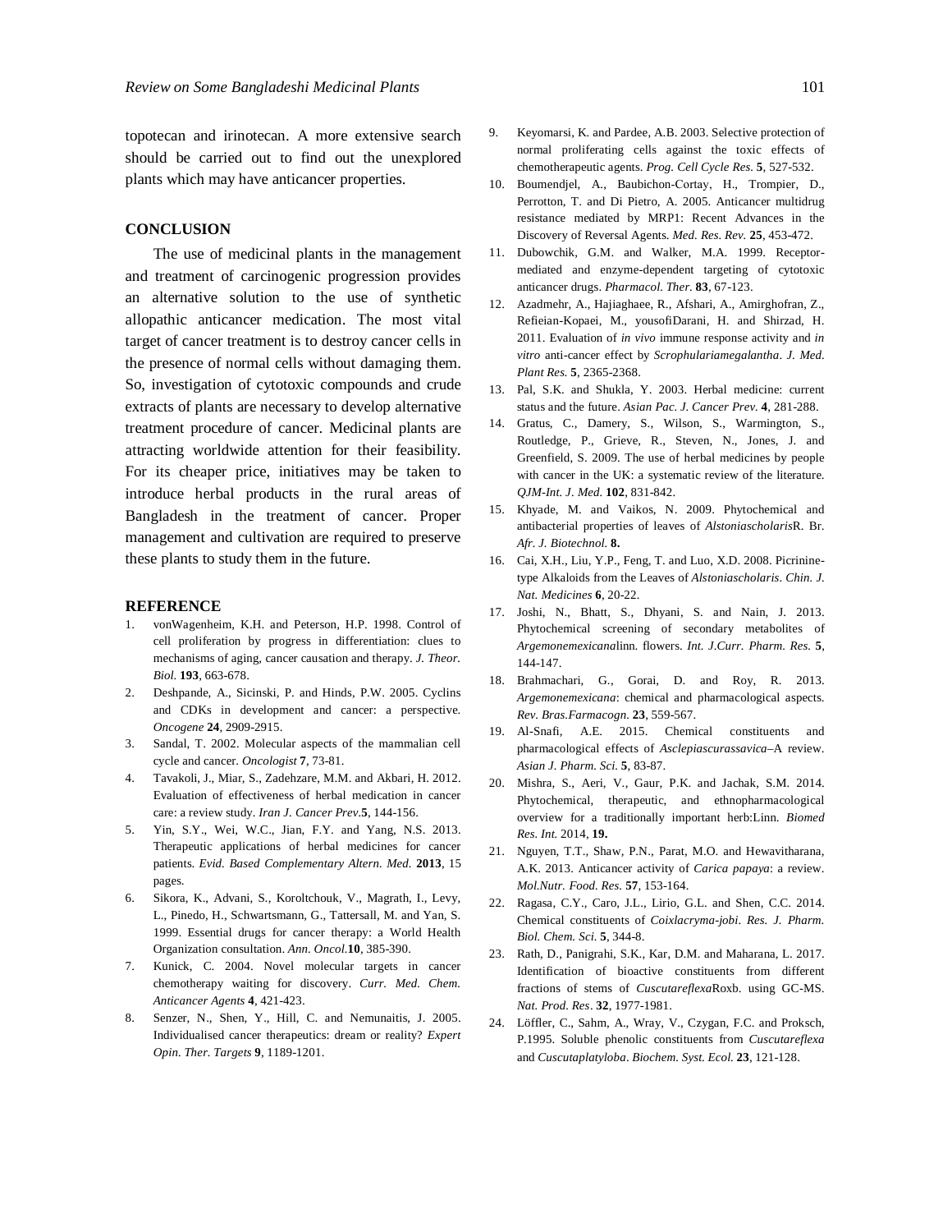topotecan and irinotecan. A more extensive search should be carried out to find out the unexplored plants which may have anticancer properties.

## CONCLUSION

The use of medicinal plants in the management and treatment of carcinogenic progression provides an alternative solution to the use of synthetic allopathic anticancer medication. The most vital target of cancer treatment is to destroy cancer cells in the presence of normal cells without damaging them. So, investigation of cytotoxic compounds and crude extracts of plants are necessary to develop alternative treatment procedure of cancer. Medicinal plants are attracting worldwide attention for their feasibility. For its cheaper price, initiatives may be taken to introduce herbal products in the rural areas of Bangladesh in the treatment of cancer. Proper management and cultivation are required to preserve these plants to study them in the future.

## REFERENCE

1. vonWagenheim, K.H. and Peterson, H.P. 1998. Control of cell proliferation by progress in differentiation: clues to mechanisms of aging, cancer causation and therapy. *J. Theor. Biol.* **193**, 663-678.
2. Deshpande, A., Sicinski, P. and Hinds, P.W. 2005. Cyclins and CDKs in development and cancer: a perspective. *Oncogene* **24**, 2909-2915.
3. Sandal, T. 2002. Molecular aspects of the mammalian cell cycle and cancer. *Oncologist* **7**, 73-81.
4. Tavakoli, J., Miar, S., Zadehzare, M.M. and Akbari, H. 2012. Evaluation of effectiveness of herbal medication in cancer care: a review study. *Iran J. Cancer Prev.***5**, 144-156.
5. Yin, S.Y., Wei, W.C., Jian, F.Y. and Yang, N.S. 2013. Therapeutic applications of herbal medicines for cancer patients. *Evid. Based Complementary Altern. Med.* **2013**, 15 pages.
6. Sikora, K., Advani, S., Koroltchouk, V., Magrath, I., Levy, L., Pinedo, H., Schwartsmann, G., Tattersall, M. and Yan, S. 1999. Essential drugs for cancer therapy: a World Health Organization consultation. *Ann. Oncol.***10**, 385-390.
7. Kunick, C. 2004. Novel molecular targets in cancer chemotherapy waiting for discovery. *Curr. Med. Chem. Anticancer Agents* **4**, 421-423.
8. Senzer, N., Shen, Y., Hill, C. and Nemunaitis, J. 2005. Individualised cancer therapeutics: dream or reality? *Expert Opin. Ther. Targets* **9**, 1189-1201.
9. Keyomarsi, K. and Pardee, A.B. 2003. Selective protection of normal proliferating cells against the toxic effects of chemotherapeutic agents. *Prog. Cell Cycle Res.* **5**, 527-532.
10. Boumendjel, A., Baubichon-Cortay, H., Trompier, D., Perrotton, T. and Di Pietro, A. 2005. Anticancer multidrug resistance mediated by MRP1: Recent Advances in the Discovery of Reversal Agents. *Med. Res. Rev.* **25**, 453-472.
11. Dubowchik, G.M. and Walker, M.A. 1999. Receptor-mediated and enzyme-dependent targeting of cytotoxic anticancer drugs. *Pharmacol. Ther.* **83**, 67-123.
12. Azadmehr, A., Hajiaghaee, R., Afshari, A., Amirghofran, Z., Refieian-Kopaei, M., yousofiDarani, H. and Shirzad, H. 2011. Evaluation of *in vivo* immune response activity and *in vitro* anti-cancer effect by *Scrophulariamegalantha*. *J. Med. Plant Res.* **5**, 2365-2368.
13. Pal, S.K. and Shukla, Y. 2003. Herbal medicine: current status and the future. *Asian Pac. J. Cancer Prev.* **4**, 281-288.
14. Gratus, C., Damery, S., Wilson, S., Warmington, S., Routledge, P., Grieve, R., Steven, N., Jones, J. and Greenfield, S. 2009. The use of herbal medicines by people with cancer in the UK: a systematic review of the literature. *QJM-Int. J. Med.* **102**, 831-842.
15. Khyade, M. and Vaikos, N. 2009. Phytochemical and antibacterial properties of leaves of *Alstoniascholaris*R. Br. *Afr. J. Biotechnol.* **8.**
16. Cai, X.H., Liu, Y.P., Feng, T. and Luo, X.D. 2008. Picrinine-type Alkaloids from the Leaves of *Alstoniascholaris*. *Chin. J. Nat. Medicines* **6**, 20-22.
17. Joshi, N., Bhatt, S., Dhyani, S. and Nain, J. 2013. Phytochemical screening of secondary metabolites of *Argemonemexicana*linn. flowers. *Int. J.Curr. Pharm. Res.* **5**, 144-147.
18. Brahmachari, G., Gorai, D. and Roy, R. 2013. *Argemonemexicana*: chemical and pharmacological aspects. *Rev. Bras.Farmacogn.* **23**, 559-567.
19. Al-Snafi, A.E. 2015. Chemical constituents and pharmacological effects of *Asclepiascurassavica*–A review. *Asian J. Pharm. Sci.* **5**, 83-87.
20. Mishra, S., Aeri, V., Gaur, P.K. and Jachak, S.M. 2014. Phytochemical, therapeutic, and ethnopharmacological overview for a traditionally important herb:Linn. *Biomed Res. Int.* 2014, **19.**
21. Nguyen, T.T., Shaw, P.N., Parat, M.O. and Hewavitharana, A.K. 2013. Anticancer activity of *Carica papaya*: a review. *Mol.Nutr. Food. Res.* **57**, 153-164.
22. Ragasa, C.Y., Caro, J.L., Lirio, G.L. and Shen, C.C. 2014. Chemical constituents of *Coixlacryma-jobi*. *Res. J. Pharm. Biol. Chem. Sci.* **5**, 344-8.
23. Rath, D., Panigrahi, S.K., Kar, D.M. and Maharana, L. 2017. Identification of bioactive constituents from different fractions of stems of *Cuscutareflexa*Roxb. using GC-MS. *Nat. Prod. Res*. **32**, 1977-1981.
24. Löffler, C., Sahm, A., Wray, V., Czygan, F.C. and Proksch, P.1995. Soluble phenolic constituents from *Cuscutareflexa* and *Cuscutaplatyloba*. *Biochem. Syst. Ecol.* **23**, 121-128.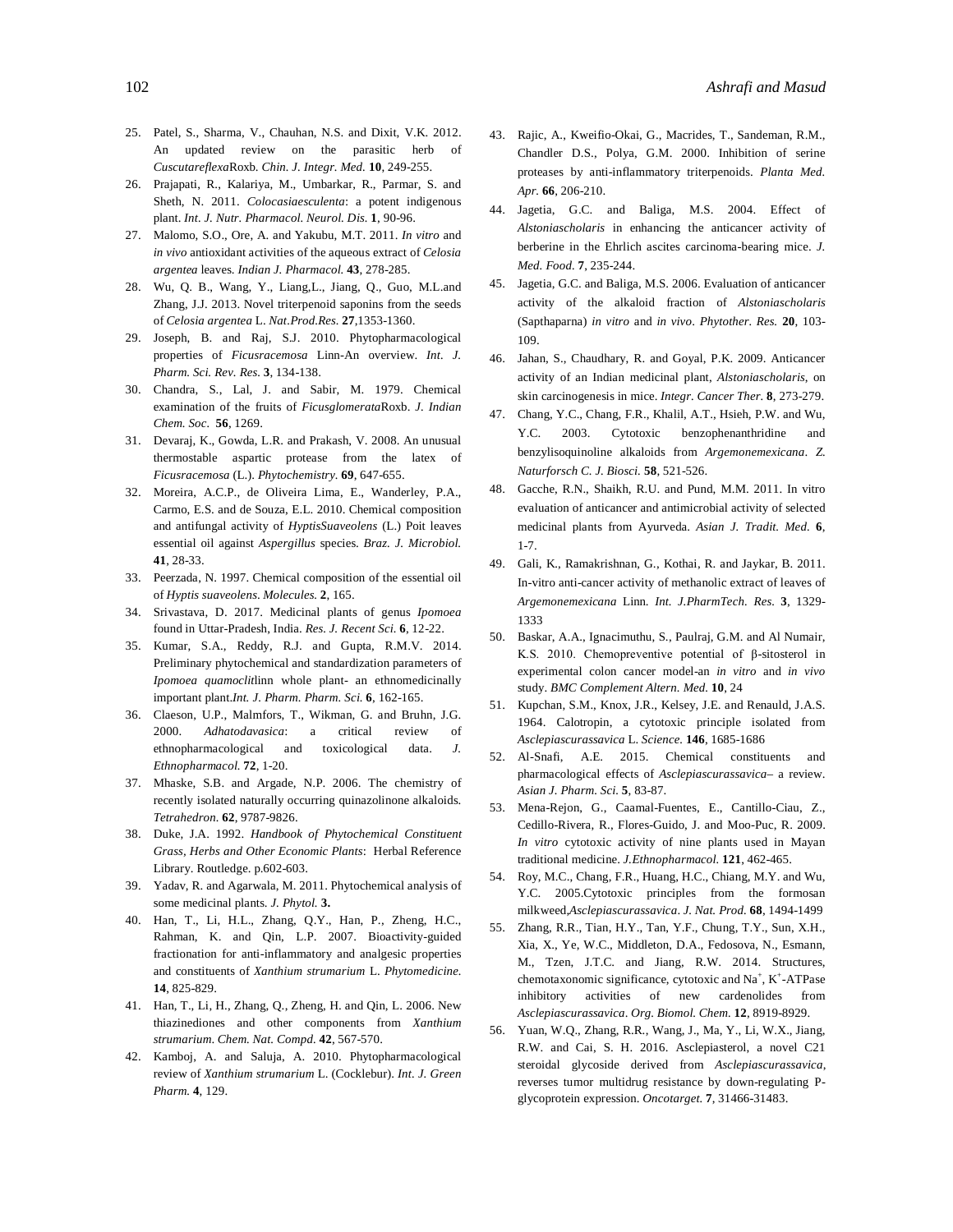25. Patel, S., Sharma, V., Chauhan, N.S. and Dixit, V.K. 2012. An updated review on the parasitic herb of *Cuscutareflexa*Roxb. *Chin. J. Integr. Med.* **10**, 249-255.
26. Prajapati, R., Kalariya, M., Umbarkar, R., Parmar, S. and Sheth, N. 2011. *Colocasiaesculenta*: a potent indigenous plant. *Int. J. Nutr. Pharmacol. Neurol. Dis.* **1**, 90-96.
27. Malomo, S.O., Ore, A. and Yakubu, M.T. 2011. *In vitro* and *in vivo* antioxidant activities of the aqueous extract of *Celosia argentea* leaves. *Indian J. Pharmacol.* **43**, 278-285.
28. Wu, Q. B., Wang, Y., Liang,L., Jiang, Q., Guo, M.L.and Zhang, J.J. 2013. Novel triterpenoid saponins from the seeds of *Celosia argentea* L. *Nat.Prod.Res.* **27**,1353-1360.
29. Joseph, B. and Raj, S.J. 2010. Phytopharmacological properties of *Ficusracemosa* Linn-An overview. *Int. J. Pharm. Sci. Rev. Res.* **3**, 134-138.
30. Chandra, S., Lal, J. and Sabir, M. 1979. Chemical examination of the fruits of *Ficusglomerata*Roxb. *J. Indian Chem. Soc.* **56**, 1269.
31. Devaraj, K., Gowda, L.R. and Prakash, V. 2008. An unusual thermostable aspartic protease from the latex of *Ficusracemosa* (L.). *Phytochemistry.* **69**, 647-655.
32. Moreira, A.C.P., de Oliveira Lima, E., Wanderley, P.A., Carmo, E.S. and de Souza, E.L. 2010. Chemical composition and antifungal activity of *HyptisSuaveolens* (L.) Poit leaves essential oil against *Aspergillus* species. *Braz. J. Microbiol.* **41**, 28-33.
33. Peerzada, N. 1997. Chemical composition of the essential oil of *Hyptis suaveolens*. *Molecules.* **2**, 165.
34. Srivastava, D. 2017. Medicinal plants of genus *Ipomoea* found in Uttar-Pradesh, India. *Res. J. Recent Sci.* **6**, 12-22.
35. Kumar, S.A., Reddy, R.J. and Gupta, R.M.V. 2014. Preliminary phytochemical and standardization parameters of *Ipomoea quamoclit*linn whole plant- an ethnomedicinally important plant.*Int. J. Pharm. Pharm. Sci.* **6**, 162-165.
36. Claeson, U.P., Malmfors, T., Wikman, G. and Bruhn, J.G. 2000. *Adhatodavasica*: a critical review of ethnopharmacological and toxicological data. *J. Ethnopharmacol.* **72**, 1-20.
37. Mhaske, S.B. and Argade, N.P. 2006. The chemistry of recently isolated naturally occurring quinazolinone alkaloids. *Tetrahedron.* **62**, 9787-9826.
38. Duke, J.A. 1992. *Handbook of Phytochemical Constituent Grass, Herbs and Other Economic Plants*: Herbal Reference Library. Routledge. p.602-603.
39. Yadav, R. and Agarwala, M. 2011. Phytochemical analysis of some medicinal plants. *J. Phytol.* **3.**
40. Han, T., Li, H.L., Zhang, Q.Y., Han, P., Zheng, H.C., Rahman, K. and Qin, L.P. 2007. Bioactivity-guided fractionation for anti-inflammatory and analgesic properties and constituents of *Xanthium strumarium* L. *Phytomedicine.* **14**, 825-829.
41. Han, T., Li, H., Zhang, Q., Zheng, H. and Qin, L. 2006. New thiazinediones and other components from *Xanthium strumarium*. *Chem. Nat. Compd.* **42**, 567-570.
42. Kamboj, A. and Saluja, A. 2010. Phytopharmacological review of *Xanthium strumarium* L. (Cocklebur). *Int. J. Green Pharm.* **4**, 129.
43. Rajic, A., Kweifio-Okai, G., Macrides, T., Sandeman, R.M., Chandler D.S., Polya, G.M. 2000. Inhibition of serine proteases by anti-inflammatory triterpenoids. *Planta Med. Apr.* **66**, 206-210.
44. Jagetia, G.C. and Baliga, M.S. 2004. Effect of *Alstoniascholaris* in enhancing the anticancer activity of berberine in the Ehrlich ascites carcinoma-bearing mice. *J. Med. Food.* **7**, 235-244.
45. Jagetia, G.C. and Baliga, M.S. 2006. Evaluation of anticancer activity of the alkaloid fraction of *Alstoniascholaris* (Sapthaparna) *in vitro* and *in vivo*. *Phytother. Res.* **20**, 103-109.
46. Jahan, S., Chaudhary, R. and Goyal, P.K. 2009. Anticancer activity of an Indian medicinal plant, *Alstoniascholaris*, on skin carcinogenesis in mice. *Integr. Cancer Ther.* **8**, 273-279.
47. Chang, Y.C., Chang, F.R., Khalil, A.T., Hsieh, P.W. and Wu, Y.C. 2003. Cytotoxic benzophenanthridine and benzylisoquinoline alkaloids from *Argemonemexicana*. *Z. Naturforsch C. J. Biosci.* **58**, 521-526.
48. Gacche, R.N., Shaikh, R.U. and Pund, M.M. 2011. In vitro evaluation of anticancer and antimicrobial activity of selected medicinal plants from Ayurveda. *Asian J. Tradit. Med.* **6**, 1-7.
49. Gali, K., Ramakrishnan, G., Kothai, R. and Jaykar, B. 2011. In-vitro anti-cancer activity of methanolic extract of leaves of *Argemonemexicana* Linn. *Int. J.PharmTech. Res.* **3**, 1329-1333
50. Baskar, A.A., Ignacimuthu, S., Paulraj, G.M. and Al Numair, K.S. 2010. Chemopreventive potential of β-sitosterol in experimental colon cancer model-an *in vitro* and *in vivo* study. *BMC Complement Altern. Med.* **10**, 24
51. Kupchan, S.M., Knox, J.R., Kelsey, J.E. and Renauld, J.A.S. 1964. Calotropin, a cytotoxic principle isolated from *Asclepiascurassavica* L. *Science.* **146**, 1685-1686
52. Al-Snafi, A.E. 2015. Chemical constituents and pharmacological effects of *Asclepiascurassavica*– a review. *Asian J. Pharm. Sci.* **5**, 83-87.
53. Mena-Rejon, G., Caamal-Fuentes, E., Cantillo-Ciau, Z., Cedillo-Rivera, R., Flores-Guido, J. and Moo-Puc, R. 2009. *In vitro* cytotoxic activity of nine plants used in Mayan traditional medicine. *J.Ethnopharmacol.* **121**, 462-465.
54. Roy, M.C., Chang, F.R., Huang, H.C., Chiang, M.Y. and Wu, Y.C. 2005.Cytotoxic principles from the formosan milkweed,*Asclepiascurassavica*. *J. Nat. Prod.* **68**, 1494-1499
55. Zhang, R.R., Tian, H.Y., Tan, Y.F., Chung, T.Y., Sun, X.H., Xia, X., Ye, W.C., Middleton, D.A., Fedosova, N., Esmann, M., Tzen, J.T.C. and Jiang, R.W. 2014. Structures, chemotaxonomic significance, cytotoxic and $Na^+$, $K^+$-ATPase inhibitory activities of new cardenolides from *Asclepiascurassavica*. *Org. Biomol. Chem.* **12**, 8919-8929.
56. Yuan, W.Q., Zhang, R.R., Wang, J., Ma, Y., Li, W.X., Jiang, R.W. and Cai, S. H. 2016. Asclepiasterol, a novel C21 steroidal glycoside derived from *Asclepiascurassavica*, reverses tumor multidrug resistance by down-regulating P-glycoprotein expression. *Oncotarget.* **7**, 31466-31483.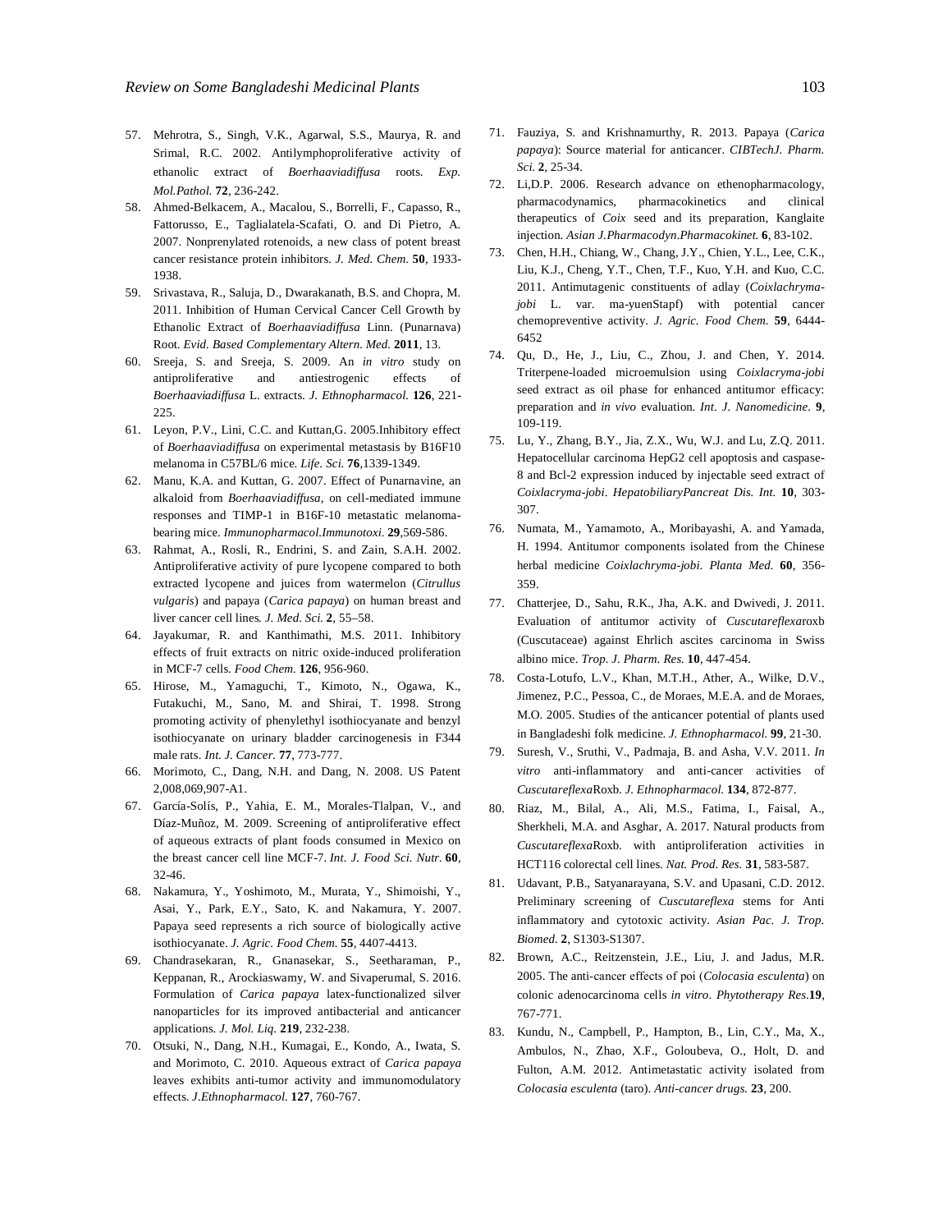57. Mehrotra, S., Singh, V.K., Agarwal, S.S., Maurya, R. and Srimal, R.C. 2002. Antilymphoproliferative activity of ethanolic extract of *Boerhaaviadiffusa* roots. *Exp. Mol.Pathol.* **72**, 236-242.
58. Ahmed-Belkacem, A., Macalou, S., Borrelli, F., Capasso, R., Fattorusso, E., Taglialatela-Scafati, O. and Di Pietro, A. 2007. Nonprenylated rotenoids, a new class of potent breast cancer resistance protein inhibitors. *J. Med. Chem.* **50**, 1933-1938.
59. Srivastava, R., Saluja, D., Dwarakanath, B.S. and Chopra, M. 2011. Inhibition of Human Cervical Cancer Cell Growth by Ethanolic Extract of *Boerhaaviadiffusa* Linn. (Punarnava) Root. *Evid. Based Complementary Altern. Med.* **2011**, 13.
60. Sreeja, S. and Sreeja, S. 2009. An *in vitro* study on antiproliferative and antiestrogenic effects of *Boerhaaviadiffusa* L. extracts. *J. Ethnopharmacol.* **126**, 221-225.
61. Leyon, P.V., Lini, C.C. and Kuttan,G. 2005.Inhibitory effect of *Boerhaaviadiffusa* on experimental metastasis by B16F10 melanoma in C57BL/6 mice. *Life. Sci.* **76**,1339-1349.
62. Manu, K.A. and Kuttan, G. 2007. Effect of Punarnavine, an alkaloid from *Boerhaaviadiffusa*, on cell-mediated immune responses and TIMP-1 in B16F-10 metastatic melanoma-bearing mice. *Immunopharmacol.Immunotoxi.* **29**,569-586.
63. Rahmat, A., Rosli, R., Endrini, S. and Zain, S.A.H. 2002. Antiproliferative activity of pure lycopene compared to both extracted lycopene and juices from watermelon (*Citrullus vulgaris*) and papaya (*Carica papaya*) on human breast and liver cancer cell lines. *J. Med. Sci.* **2**, 55–58.
64. Jayakumar, R. and Kanthimathi, M.S. 2011. Inhibitory effects of fruit extracts on nitric oxide-induced proliferation in MCF-7 cells. *Food Chem.* **126**, 956-960.
65. Hirose, M., Yamaguchi, T., Kimoto, N., Ogawa, K., Futakuchi, M., Sano, M. and Shirai, T. 1998. Strong promoting activity of phenylethyl isothiocyanate and benzyl isothiocyanate on urinary bladder carcinogenesis in F344 male rats. *Int. J. Cancer.* **77**, 773-777.
66. Morimoto, C., Dang, N.H. and Dang, N. 2008. US Patent 2,008,069,907-A1.
67. García-Solís, P., Yahia, E. M., Morales-Tlalpan, V., and Díaz-Muñoz, M. 2009. Screening of antiproliferative effect of aqueous extracts of plant foods consumed in Mexico on the breast cancer cell line MCF-7. *Int. J. Food Sci. Nutr.* **60**, 32-46.
68. Nakamura, Y., Yoshimoto, M., Murata, Y., Shimoishi, Y., Asai, Y., Park, E.Y., Sato, K. and Nakamura, Y. 2007. Papaya seed represents a rich source of biologically active isothiocyanate. *J. Agric. Food Chem.* **55**, 4407-4413.
69. Chandrasekaran, R., Gnanasekar, S., Seetharaman, P., Keppanan, R., Arockiaswamy, W. and Sivaperumal, S. 2016. Formulation of *Carica papaya* latex-functionalized silver nanoparticles for its improved antibacterial and anticancer applications. *J. Mol. Liq.* **219**, 232-238.
70. Otsuki, N., Dang, N.H., Kumagai, E., Kondo, A., Iwata, S. and Morimoto, C. 2010. Aqueous extract of *Carica papaya* leaves exhibits anti-tumor activity and immunomodulatory effects. *J.Ethnopharmacol.* **127**, 760-767.
71. Fauziya, S. and Krishnamurthy, R. 2013. Papaya (*Carica papaya*): Source material for anticancer. *CIBTechJ. Pharm. Sci.* **2**, 25-34.
72. Li,D.P. 2006. Research advance on ethenopharmacology, pharmacodynamics, pharmacokinetics and clinical therapeutics of *Coix* seed and its preparation, Kanglaite injection. *Asian J.Pharmacodyn.Pharmacokinet.* **6**, 83-102.
73. Chen, H.H., Chiang, W., Chang, J.Y., Chien, Y.L., Lee, C.K., Liu, K.J., Cheng, Y.T., Chen, T.F., Kuo, Y.H. and Kuo, C.C. 2011. Antimutagenic constituents of adlay (*Coixlachryma-jobi* L. var. ma-yuenStapf) with potential cancer chemopreventive activity. *J. Agric. Food Chem.* **59**, 6444-6452
74. Qu, D., He, J., Liu, C., Zhou, J. and Chen, Y. 2014. Triterpene-loaded microemulsion using *Coixlacryma-jobi* seed extract as oil phase for enhanced antitumor efficacy: preparation and *in vivo* evaluation. *Int. J. Nanomedicine.* **9**, 109-119.
75. Lu, Y., Zhang, B.Y., Jia, Z.X., Wu, W.J. and Lu, Z.Q. 2011. Hepatocellular carcinoma HepG2 cell apoptosis and caspase-8 and Bcl-2 expression induced by injectable seed extract of *Coixlacryma-jobi*. *HepatobiliaryPancreat Dis. Int.* **10**, 303-307.
76. Numata, M., Yamamoto, A., Moribayashi, A. and Yamada, H. 1994. Antitumor components isolated from the Chinese herbal medicine *Coixlachryma-jobi*. *Planta Med.* **60**, 356-359.
77. Chatterjee, D., Sahu, R.K., Jha, A.K. and Dwivedi, J. 2011. Evaluation of antitumor activity of *Cuscutareflexa*roxb (Cuscutaceae) against Ehrlich ascites carcinoma in Swiss albino mice. *Trop. J. Pharm. Res.* **10**, 447-454.
78. Costa-Lotufo, L.V., Khan, M.T.H., Ather, A., Wilke, D.V., Jimenez, P.C., Pessoa, C., de Moraes, M.E.A. and de Moraes, M.O. 2005. Studies of the anticancer potential of plants used in Bangladeshi folk medicine. *J. Ethnopharmacol.* **99**, 21-30.
79. Suresh, V., Sruthi, V., Padmaja, B. and Asha, V.V. 2011. *In vitro* anti-inflammatory and anti-cancer activities of *Cuscutareflexa*Roxb. *J. Ethnopharmacol.* **134**, 872-877.
80. Riaz, M., Bilal, A., Ali, M.S., Fatima, I., Faisal, A., Sherkheli, M.A. and Asghar, A. 2017. Natural products from *Cuscutareflexa*Roxb. with antiproliferation activities in HCT116 colorectal cell lines. *Nat. Prod. Res.* **31**, 583-587.
81. Udavant, P.B., Satyanarayana, S.V. and Upasani, C.D. 2012. Preliminary screening of *Cuscutareflexa* stems for Anti inflammatory and cytotoxic activity. *Asian Pac. J. Trop. Biomed.* **2**, S1303-S1307.
82. Brown, A.C., Reitzenstein, J.E., Liu, J. and Jadus, M.R. 2005. The anti-cancer effects of poi (*Colocasia esculenta*) on colonic adenocarcinoma cells *in vitro*. *Phytotherapy Res.***19**, 767-771.
83. Kundu, N., Campbell, P., Hampton, B., Lin, C.Y., Ma, X., Ambulos, N., Zhao, X.F., Goloubeva, O., Holt, D. and Fulton, A.M. 2012. Antimetastatic activity isolated from *Colocasia esculenta* (taro). *Anti-cancer drugs.* **23**, 200.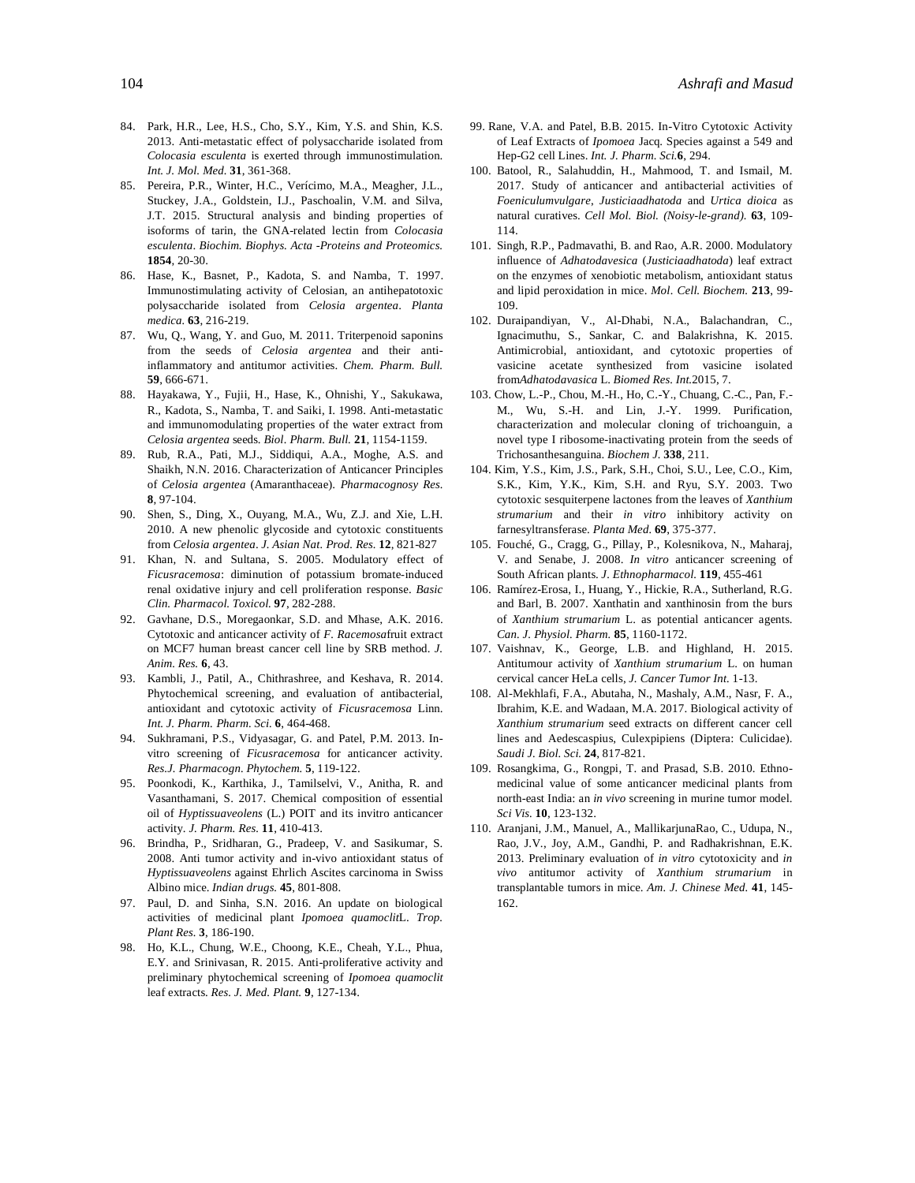84. Park, H.R., Lee, H.S., Cho, S.Y., Kim, Y.S. and Shin, K.S. 2013. Anti-metastatic effect of polysaccharide isolated from *Colocasia esculenta* is exerted through immunostimulation. *Int. J. Mol. Med.* **31**, 361-368.
85. Pereira, P.R., Winter, H.C., Verícimo, M.A., Meagher, J.L., Stuckey, J.A., Goldstein, I.J., Paschoalin, V.M. and Silva, J.T. 2015. Structural analysis and binding properties of isoforms of tarin, the GNA-related lectin from *Colocasia esculenta*. *Biochim. Biophys. Acta -Proteins and Proteomics.* **1854**, 20-30.
86. Hase, K., Basnet, P., Kadota, S. and Namba, T. 1997. Immunostimulating activity of Celosian, an antihepatotoxic polysaccharide isolated from *Celosia argentea*. *Planta medica.* **63**, 216-219.
87. Wu, Q., Wang, Y. and Guo, M. 2011. Triterpenoid saponins from the seeds of *Celosia argentea* and their anti-inflammatory and antitumor activities. *Chem. Pharm. Bull.* **59**, 666-671.
88. Hayakawa, Y., Fujii, H., Hase, K., Ohnishi, Y., Sakukawa, R., Kadota, S., Namba, T. and Saiki, I. 1998. Anti-metastatic and immunomodulating properties of the water extract from *Celosia argentea* seeds. *Biol. Pharm. Bull.* **21**, 1154-1159.
89. Rub, R.A., Pati, M.J., Siddiqui, A.A., Moghe, A.S. and Shaikh, N.N. 2016. Characterization of Anticancer Principles of *Celosia argentea* (Amaranthaceae). *Pharmacognosy Res.* **8**, 97-104.
90. Shen, S., Ding, X., Ouyang, M.A., Wu, Z.J. and Xie, L.H. 2010. A new phenolic glycoside and cytotoxic constituents from *Celosia argentea*. *J. Asian Nat. Prod. Res.* **12**, 821-827
91. Khan, N. and Sultana, S. 2005. Modulatory effect of *Ficusracemosa*: diminution of potassium bromate-induced renal oxidative injury and cell proliferation response. *Basic Clin. Pharmacol. Toxicol.* **97**, 282-288.
92. Gavhane, D.S., Moregaonkar, S.D. and Mhase, A.K. 2016. Cytotoxic and anticancer activity of *F. Racemosa*fruit extract on MCF7 human breast cancer cell line by SRB method. *J. Anim. Res.* **6**, 43.
93. Kambli, J., Patil, A., Chithrashree, and Keshava, R. 2014. Phytochemical screening, and evaluation of antibacterial, antioxidant and cytotoxic activity of *Ficusracemosa* Linn. *Int. J. Pharm. Pharm. Sci.* **6**, 464-468.
94. Sukhramani, P.S., Vidyasagar, G. and Patel, P.M. 2013. In-vitro screening of *Ficusracemosa* for anticancer activity. *Res.J. Pharmacogn. Phytochem.* **5**, 119-122.
95. Poonkodi, K., Karthika, J., Tamilselvi, V., Anitha, R. and Vasanthamani, S. 2017. Chemical composition of essential oil of *Hyptissuaveolens* (L.) POIT and its invitro anticancer activity. *J. Pharm. Res.* **11**, 410-413.
96. Brindha, P., Sridharan, G., Pradeep, V. and Sasikumar, S. 2008. Anti tumor activity and in-vivo antioxidant status of *Hyptissuaveolens* against Ehrlich Ascites carcinoma in Swiss Albino mice. *Indian drugs.* **45**, 801-808.
97. Paul, D. and Sinha, S.N. 2016. An update on biological activities of medicinal plant *Ipomoea quamoclit*L. *Trop. Plant Res.* **3**, 186-190.
98. Ho, K.L., Chung, W.E., Choong, K.E., Cheah, Y.L., Phua, E.Y. and Srinivasan, R. 2015. Anti-proliferative activity and preliminary phytochemical screening of *Ipomoea quamoclit* leaf extracts. *Res. J. Med. Plant.* **9**, 127-134.
99. Rane, V.A. and Patel, B.B. 2015. In-Vitro Cytotoxic Activity of Leaf Extracts of *Ipomoea* Jacq. Species against a 549 and Hep-G2 cell Lines. *Int. J. Pharm. Sci.***6**, 294.
100. Batool, R., Salahuddin, H., Mahmood, T. and Ismail, M. 2017. Study of anticancer and antibacterial activities of *Foeniculumvulgare*, *Justiciaadhatoda* and *Urtica dioica* as natural curatives. *Cell Mol. Biol. (Noisy-le-grand).* **63**, 109-114.
101. Singh, R.P., Padmavathi, B. and Rao, A.R. 2000. Modulatory influence of *Adhatodavesica* (*Justiciaadhatoda*) leaf extract on the enzymes of xenobiotic metabolism, antioxidant status and lipid peroxidation in mice. *Mol. Cell. Biochem.* **213**, 99-109.
102. Duraipandiyan, V., Al-Dhabi, N.A., Balachandran, C., Ignacimuthu, S., Sankar, C. and Balakrishna, K. 2015. Antimicrobial, antioxidant, and cytotoxic properties of vasicine acetate synthesized from vasicine isolated from*Adhatodavasica* L. *Biomed Res. Int.*2015, 7.
103. Chow, L.-P., Chou, M.-H., Ho, C.-Y., Chuang, C.-C., Pan, F.-M., Wu, S.-H. and Lin, J.-Y. 1999. Purification, characterization and molecular cloning of trichoanguin, a novel type I ribosome-inactivating protein from the seeds of Trichosanthesanguina. *Biochem J.* **338**, 211.
104. Kim, Y.S., Kim, J.S., Park, S.H., Choi, S.U., Lee, C.O., Kim, S.K., Kim, Y.K., Kim, S.H. and Ryu, S.Y. 2003. Two cytotoxic sesquiterpene lactones from the leaves of *Xanthium strumarium* and their *in vitro* inhibitory activity on farnesyltransferase. *Planta Med.* **69**, 375-377.
105. Fouché, G., Cragg, G., Pillay, P., Kolesnikova, N., Maharaj, V. and Senabe, J. 2008. *In vitro* anticancer screening of South African plants. *J. Ethnopharmacol.* **119**, 455-461
106. Ramírez-Erosa, I., Huang, Y., Hickie, R.A., Sutherland, R.G. and Barl, B. 2007. Xanthatin and xanthinosin from the burs of *Xanthium strumarium* L. as potential anticancer agents. *Can. J. Physiol. Pharm.* **85**, 1160-1172.
107. Vaishnav, K., George, L.B. and Highland, H. 2015. Antitumour activity of *Xanthium strumarium* L. on human cervical cancer HeLa cells, *J. Cancer Tumor Int.* 1-13.
108. Al-Mekhlafi, F.A., Abutaha, N., Mashaly, A.M., Nasr, F. A., Ibrahim, K.E. and Wadaan, M.A. 2017. Biological activity of *Xanthium strumarium* seed extracts on different cancer cell lines and Aedescaspius, Culexpipiens (Diptera: Culicidae). *Saudi J. Biol. Sci.* **24**, 817-821.
109. Rosangkima, G., Rongpi, T. and Prasad, S.B. 2010. Ethno-medicinal value of some anticancer medicinal plants from north-east India: an *in vivo* screening in murine tumor model. *Sci Vis.* **10**, 123-132.
110. Aranjani, J.M., Manuel, A., MallikarjunaRao, C., Udupa, N., Rao, J.V., Joy, A.M., Gandhi, P. and Radhakrishnan, E.K. 2013. Preliminary evaluation of *in vitro* cytotoxicity and *in vivo* antitumor activity of *Xanthium strumarium* in transplantable tumors in mice. *Am. J. Chinese Med.* **41**, 145-162.